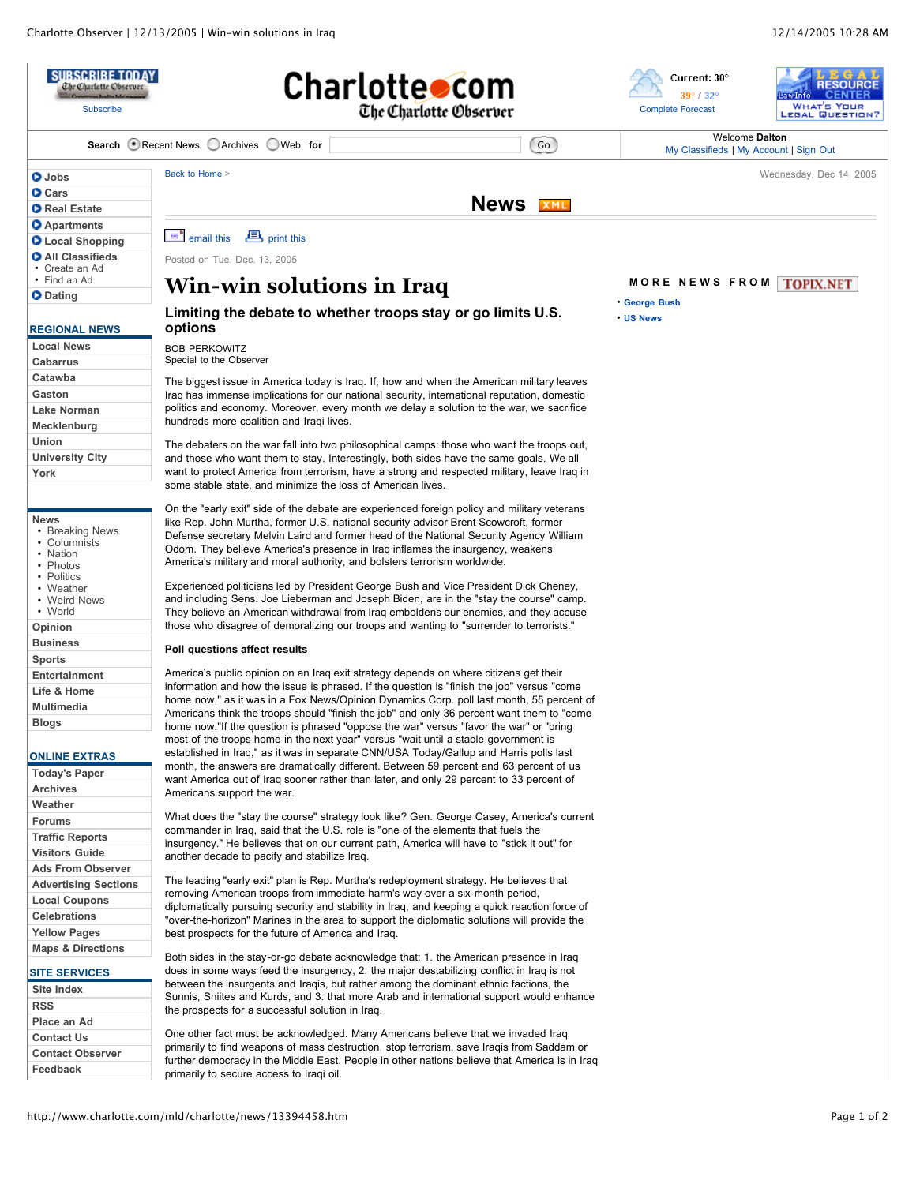# Win-win solutions in Iraq

## Limiting the debate to whether troops stay or go limits U.S. options

BOB PERKOWITZ
Special to the Observer

Posted on Tue, Dec. 13, 2005

The biggest issue in America today is Iraq. If, how and when the American military leaves Iraq has immense implications for our national security, international reputation, domestic politics and economy. Moreover, every month we delay a solution to the war, we sacrifice hundreds more coalition and Iraqi lives.

The debaters on the war fall into two philosophical camps: those who want the troops out, and those who want them to stay. Interestingly, both sides have the same goals. We all want to protect America from terrorism, have a strong and respected military, leave Iraq in some stable state, and minimize the loss of American lives.

On the "early exit" side of the debate are experienced foreign policy and military veterans like Rep. John Murtha, former U.S. national security advisor Brent Scowcroft, former Defense secretary Melvin Laird and former head of the National Security Agency William Odom. They believe America's presence in Iraq inflames the insurgency, weakens America's military and moral authority, and bolsters terrorism worldwide.

Experienced politicians led by President George Bush and Vice President Dick Cheney, and including Sens. Joe Lieberman and Joseph Biden, are in the "stay the course" camp. They believe an American withdrawal from Iraq emboldens our enemies, and they accuse those who disagree of demoralizing our troops and wanting to "surrender to terrorists."

**Poll questions affect results**

America's public opinion on an Iraq exit strategy depends on where citizens get their information and how the issue is phrased. If the question is "finish the job" versus "come home now," as it was in a Fox News/Opinion Dynamics Corp. poll last month, 55 percent of Americans think the troops should "finish the job" and only 36 percent want them to "come home now."If the question is phrased "oppose the war" versus "favor the war" or "bring most of the troops home in the next year" versus "wait until a stable government is established in Iraq," as it was in separate CNN/USA Today/Gallup and Harris polls last month, the answers are dramatically different. Between 59 percent and 63 percent of us want America out of Iraq sooner rather than later, and only 29 percent to 33 percent of Americans support the war.

What does the "stay the course" strategy look like? Gen. George Casey, America's current commander in Iraq, said that the U.S. role is "one of the elements that fuels the insurgency." He believes that on our current path, America will have to "stick it out" for another decade to pacify and stabilize Iraq.

The leading "early exit" plan is Rep. Murtha's redeployment strategy. He believes that removing American troops from immediate harm's way over a six-month period, diplomatically pursuing security and stability in Iraq, and keeping a quick reaction force of "over-the-horizon" Marines in the area to support the diplomatic solutions will provide the best prospects for the future of America and Iraq.

Both sides in the stay-or-go debate acknowledge that: 1. the American presence in Iraq does in some ways feed the insurgency, 2. the major destabilizing conflict in Iraq is not between the insurgents and Iraqis, but rather among the dominant ethnic factions, the Sunnis, Shiites and Kurds, and 3. that more Arab and international support would enhance the prospects for a successful solution in Iraq.

One other fact must be acknowledged. Many Americans believe that we invaded Iraq primarily to find weapons of mass destruction, stop terrorism, save Iraqis from Saddam or further democracy in the Middle East. People in other nations believe that America is in Iraq primarily to secure access to Iraqi oil.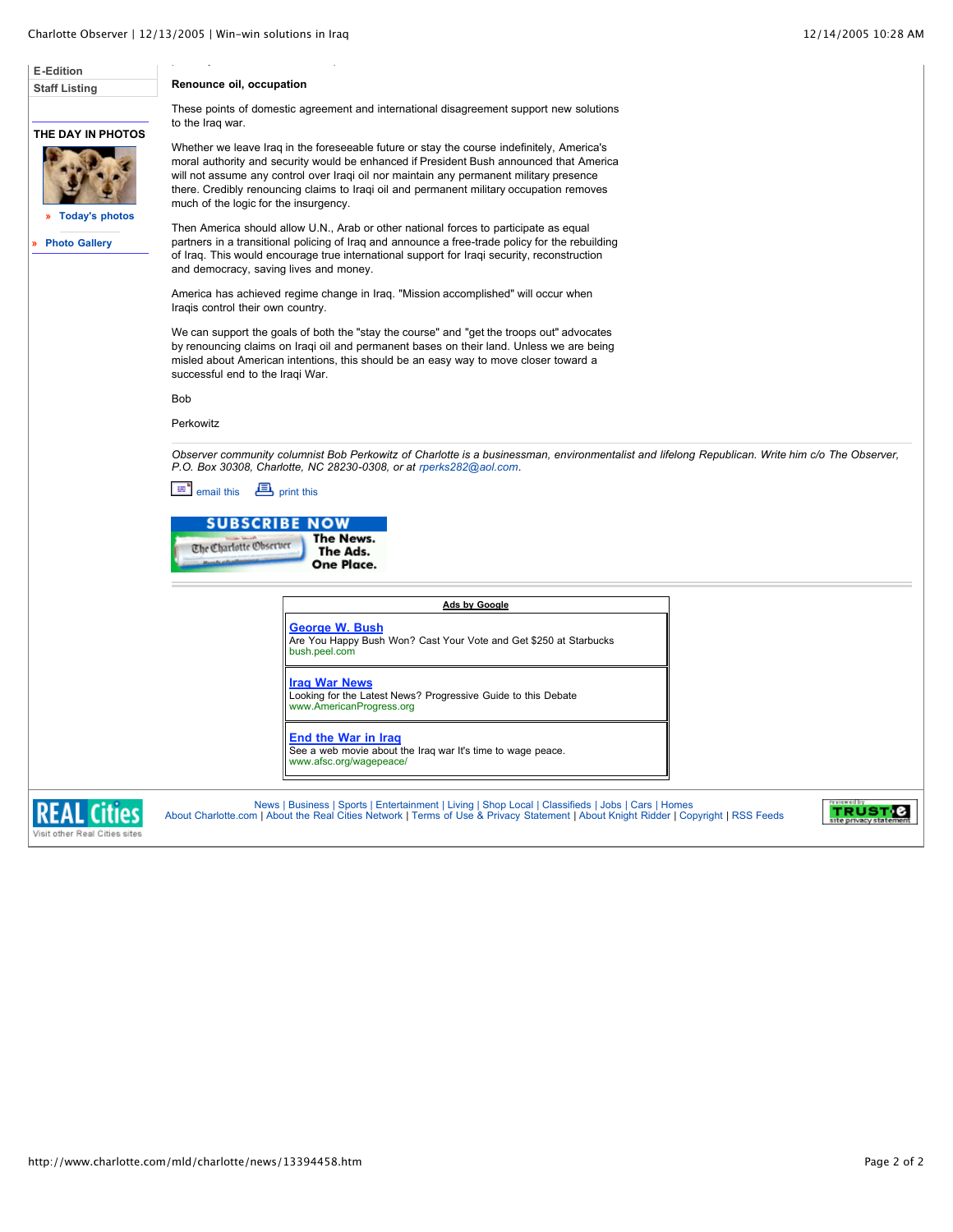E-Edition
Staff Listing

THE DAY IN PHOTOS

» Today's photos

» Photo Gallery

**Renounce oil, occupation**

These points of domestic agreement and international disagreement support new solutions to the Iraq war.

Whether we leave Iraq in the foreseeable future or stay the course indefinitely, America's moral authority and security would be enhanced if President Bush announced that America will not assume any control over Iraqi oil nor maintain any permanent military presence there. Credibly renouncing claims to Iraqi oil and permanent military occupation removes much of the logic for the insurgency.

Then America should allow U.N., Arab or other national forces to participate as equal partners in a transitional policing of Iraq and announce a free-trade policy for the rebuilding of Iraq. This would encourage true international support for Iraqi security, reconstruction and democracy, saving lives and money.

America has achieved regime change in Iraq. "Mission accomplished" will occur when Iraqis control their own country.

We can support the goals of both the "stay the course" and "get the troops out" advocates by renouncing claims on Iraqi oil and permanent bases on their land. Unless we are being misled about American intentions, this should be an easy way to move closer toward a successful end to the Iraqi War.

Bob

Perkowitz

*Observer community columnist Bob Perkowitz of Charlotte is a businessman, environmentalist and lifelong Republican. Write him c/o The Observer, P.O. Box 30308, Charlotte, NC 28230-0308, or at rperks282@aol.com.*

email this | print this

SUBSCRIBE NOW
The Charlotte Observer
The News. The Ads. One Place.

**Ads by Google**

**George W. Bush**
Are You Happy Bush Won? Cast Your Vote and Get $250 at Starbucks
bush.peel.com

**Iraq War News**
Looking for the Latest News? Progressive Guide to this Debate
www.AmericanProgress.org

**End the War in Iraq**
See a web movie about the Iraq war It's time to wage peace.
www.afsc.org/wagepeace/

REAL Cities
Visit other Real Cities sites

News | Business | Sports | Entertainment | Living | Shop Local | Classifieds | Jobs | Cars | Homes
About Charlotte.com | About the Real Cities Network | Terms of Use & Privacy Statement | About Knight Ridder | Copyright | RSS Feeds

TRUSTe site privacy statement